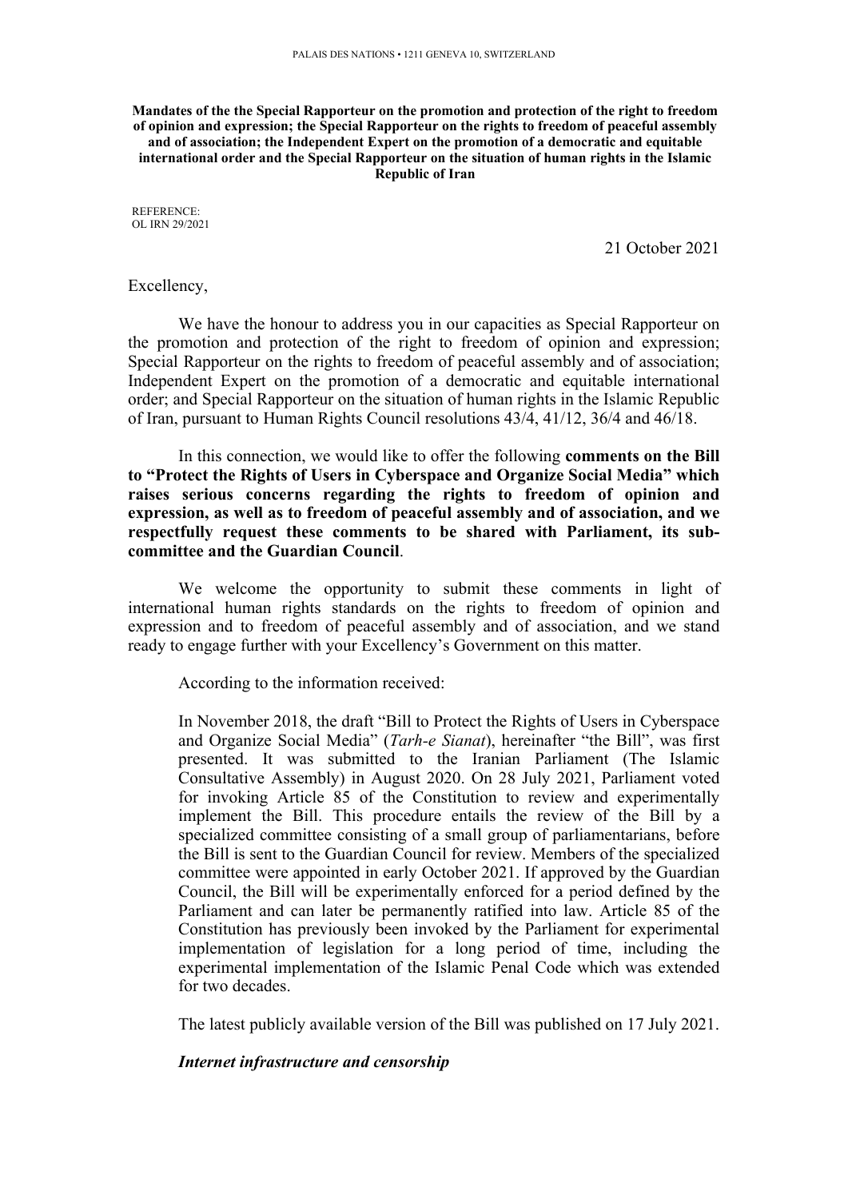PALAIS DES NATIONS • 1211 GENEVA 10, SWITZERLAND

**Mandates of the the Special Rapporteur on the promotion and protection of the right to freedom of opinion and expression; the Special Rapporteur on the rights to freedom of peaceful assembly and of association; the Independent Expert on the promotion of a democratic and equitable international order and the Special Rapporteur on the situation of human rights in the Islamic Republic of Iran**

REFERENCE:
OL IRN 29/2021

21 October 2021

Excellency,

We have the honour to address you in our capacities as Special Rapporteur on the promotion and protection of the right to freedom of opinion and expression; Special Rapporteur on the rights to freedom of peaceful assembly and of association; Independent Expert on the promotion of a democratic and equitable international order; and Special Rapporteur on the situation of human rights in the Islamic Republic of Iran, pursuant to Human Rights Council resolutions 43/4, 41/12, 36/4 and 46/18.

In this connection, we would like to offer the following **comments on the Bill to "Protect the Rights of Users in Cyberspace and Organize Social Media" which raises serious concerns regarding the rights to freedom of opinion and expression, as well as to freedom of peaceful assembly and of association, and we respectfully request these comments to be shared with Parliament, its sub-committee and the Guardian Council**.

We welcome the opportunity to submit these comments in light of international human rights standards on the rights to freedom of opinion and expression and to freedom of peaceful assembly and of association, and we stand ready to engage further with your Excellency's Government on this matter.

According to the information received:

In November 2018, the draft "Bill to Protect the Rights of Users in Cyberspace and Organize Social Media" (*Tarh-e Sianat*), hereinafter "the Bill", was first presented. It was submitted to the Iranian Parliament (The Islamic Consultative Assembly) in August 2020. On 28 July 2021, Parliament voted for invoking Article 85 of the Constitution to review and experimentally implement the Bill. This procedure entails the review of the Bill by a specialized committee consisting of a small group of parliamentarians, before the Bill is sent to the Guardian Council for review. Members of the specialized committee were appointed in early October 2021. If approved by the Guardian Council, the Bill will be experimentally enforced for a period defined by the Parliament and can later be permanently ratified into law. Article 85 of the Constitution has previously been invoked by the Parliament for experimental implementation of legislation for a long period of time, including the experimental implementation of the Islamic Penal Code which was extended for two decades.

The latest publicly available version of the Bill was published on 17 July 2021.

***Internet infrastructure and censorship***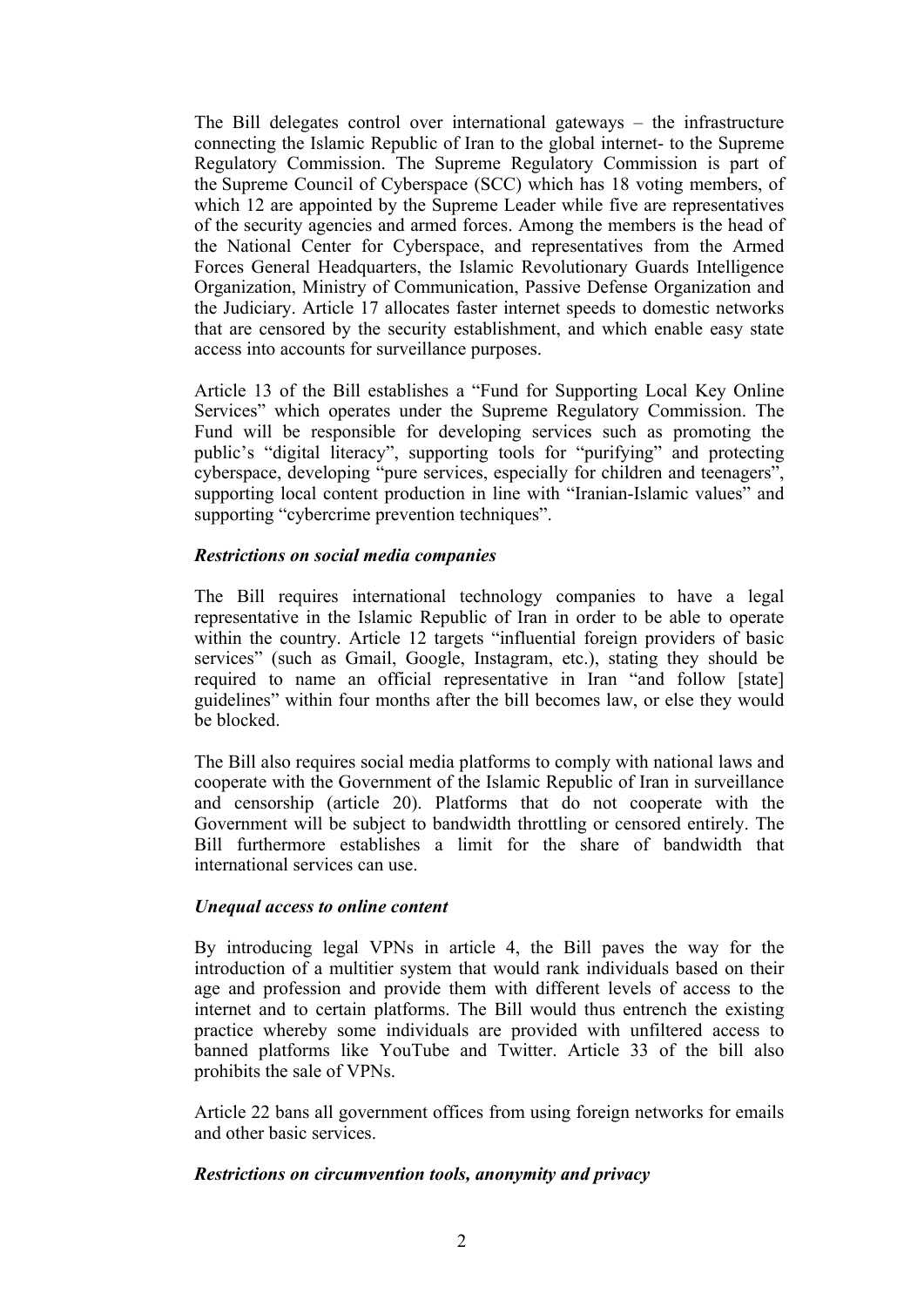The Bill delegates control over international gateways – the infrastructure connecting the Islamic Republic of Iran to the global internet- to the Supreme Regulatory Commission. The Supreme Regulatory Commission is part of the Supreme Council of Cyberspace (SCC) which has 18 voting members, of which 12 are appointed by the Supreme Leader while five are representatives of the security agencies and armed forces. Among the members is the head of the National Center for Cyberspace, and representatives from the Armed Forces General Headquarters, the Islamic Revolutionary Guards Intelligence Organization, Ministry of Communication, Passive Defense Organization and the Judiciary. Article 17 allocates faster internet speeds to domestic networks that are censored by the security establishment, and which enable easy state access into accounts for surveillance purposes.

Article 13 of the Bill establishes a "Fund for Supporting Local Key Online Services" which operates under the Supreme Regulatory Commission. The Fund will be responsible for developing services such as promoting the public's "digital literacy", supporting tools for "purifying" and protecting cyberspace, developing "pure services, especially for children and teenagers", supporting local content production in line with "Iranian-Islamic values" and supporting "cybercrime prevention techniques".

***Restrictions on social media companies***

The Bill requires international technology companies to have a legal representative in the Islamic Republic of Iran in order to be able to operate within the country. Article 12 targets "influential foreign providers of basic services" (such as Gmail, Google, Instagram, etc.), stating they should be required to name an official representative in Iran "and follow [state] guidelines" within four months after the bill becomes law, or else they would be blocked.

The Bill also requires social media platforms to comply with national laws and cooperate with the Government of the Islamic Republic of Iran in surveillance and censorship (article 20). Platforms that do not cooperate with the Government will be subject to bandwidth throttling or censored entirely. The Bill furthermore establishes a limit for the share of bandwidth that international services can use.

***Unequal access to online content***

By introducing legal VPNs in article 4, the Bill paves the way for the introduction of a multitier system that would rank individuals based on their age and profession and provide them with different levels of access to the internet and to certain platforms. The Bill would thus entrench the existing practice whereby some individuals are provided with unfiltered access to banned platforms like YouTube and Twitter. Article 33 of the bill also prohibits the sale of VPNs.

Article 22 bans all government offices from using foreign networks for emails and other basic services.

***Restrictions on circumvention tools, anonymity and privacy***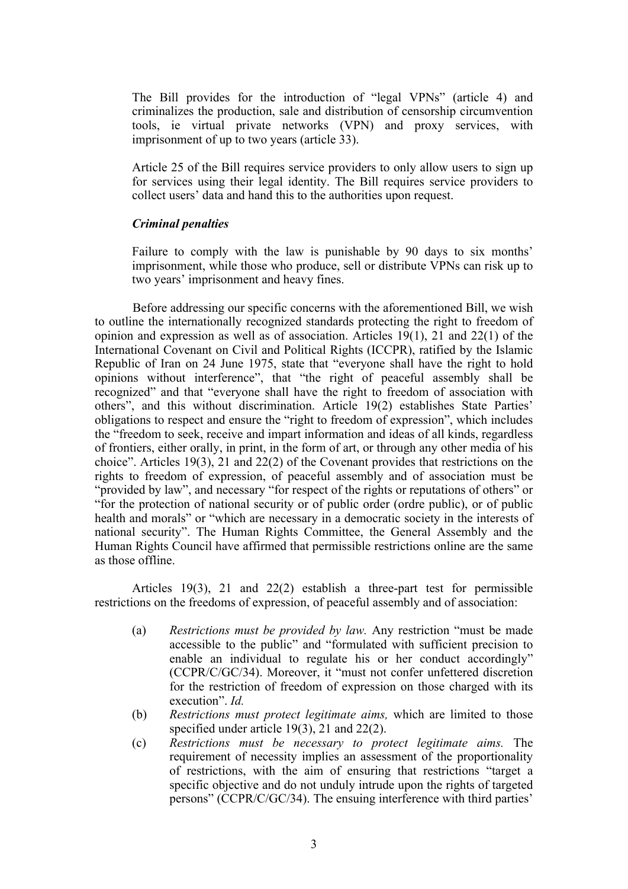The Bill provides for the introduction of "legal VPNs" (article 4) and criminalizes the production, sale and distribution of censorship circumvention tools, ie virtual private networks (VPN) and proxy services, with imprisonment of up to two years (article 33).

Article 25 of the Bill requires service providers to only allow users to sign up for services using their legal identity. The Bill requires service providers to collect users' data and hand this to the authorities upon request.

***Criminal penalties***

Failure to comply with the law is punishable by 90 days to six months' imprisonment, while those who produce, sell or distribute VPNs can risk up to two years' imprisonment and heavy fines.

Before addressing our specific concerns with the aforementioned Bill, we wish to outline the internationally recognized standards protecting the right to freedom of opinion and expression as well as of association. Articles 19(1), 21 and 22(1) of the International Covenant on Civil and Political Rights (ICCPR), ratified by the Islamic Republic of Iran on 24 June 1975, state that "everyone shall have the right to hold opinions without interference", that "the right of peaceful assembly shall be recognized" and that "everyone shall have the right to freedom of association with others", and this without discrimination. Article 19(2) establishes State Parties' obligations to respect and ensure the "right to freedom of expression", which includes the "freedom to seek, receive and impart information and ideas of all kinds, regardless of frontiers, either orally, in print, in the form of art, or through any other media of his choice". Articles 19(3), 21 and 22(2) of the Covenant provides that restrictions on the rights to freedom of expression, of peaceful assembly and of association must be "provided by law", and necessary "for respect of the rights or reputations of others" or "for the protection of national security or of public order (ordre public), or of public health and morals" or "which are necessary in a democratic society in the interests of national security". The Human Rights Committee, the General Assembly and the Human Rights Council have affirmed that permissible restrictions online are the same as those offline.

Articles 19(3), 21 and 22(2) establish a three-part test for permissible restrictions on the freedoms of expression, of peaceful assembly and of association:

(a) *Restrictions must be provided by law.* Any restriction "must be made accessible to the public" and "formulated with sufficient precision to enable an individual to regulate his or her conduct accordingly" (CCPR/C/GC/34). Moreover, it "must not confer unfettered discretion for the restriction of freedom of expression on those charged with its execution". *Id.*

(b) *Restrictions must protect legitimate aims,* which are limited to those specified under article 19(3), 21 and 22(2).

(c) *Restrictions must be necessary to protect legitimate aims.* The requirement of necessity implies an assessment of the proportionality of restrictions, with the aim of ensuring that restrictions "target a specific objective and do not unduly intrude upon the rights of targeted persons" (CCPR/C/GC/34). The ensuing interference with third parties'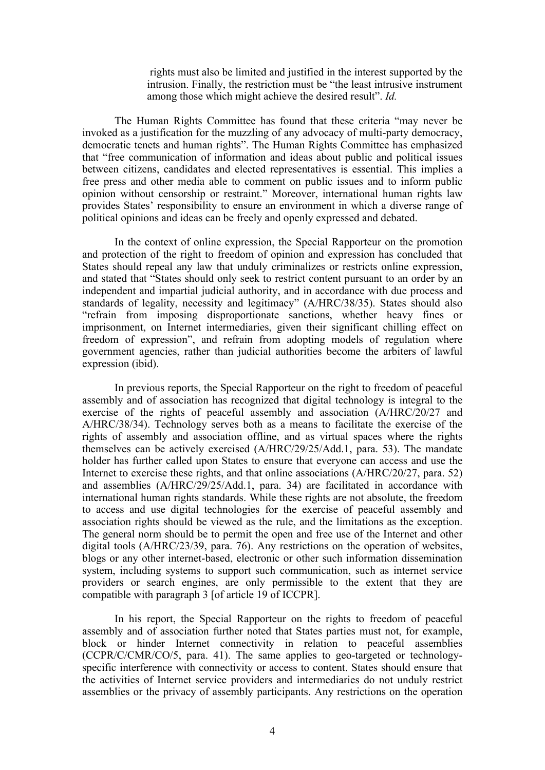rights must also be limited and justified in the interest supported by the intrusion. Finally, the restriction must be "the least intrusive instrument among those which might achieve the desired result". *Id.*

The Human Rights Committee has found that these criteria "may never be invoked as a justification for the muzzling of any advocacy of multi-party democracy, democratic tenets and human rights". The Human Rights Committee has emphasized that "free communication of information and ideas about public and political issues between citizens, candidates and elected representatives is essential. This implies a free press and other media able to comment on public issues and to inform public opinion without censorship or restraint." Moreover, international human rights law provides States' responsibility to ensure an environment in which a diverse range of political opinions and ideas can be freely and openly expressed and debated.

In the context of online expression, the Special Rapporteur on the promotion and protection of the right to freedom of opinion and expression has concluded that States should repeal any law that unduly criminalizes or restricts online expression, and stated that "States should only seek to restrict content pursuant to an order by an independent and impartial judicial authority, and in accordance with due process and standards of legality, necessity and legitimacy" (A/HRC/38/35). States should also "refrain from imposing disproportionate sanctions, whether heavy fines or imprisonment, on Internet intermediaries, given their significant chilling effect on freedom of expression", and refrain from adopting models of regulation where government agencies, rather than judicial authorities become the arbiters of lawful expression (ibid).

In previous reports, the Special Rapporteur on the right to freedom of peaceful assembly and of association has recognized that digital technology is integral to the exercise of the rights of peaceful assembly and association (A/HRC/20/27 and A/HRC/38/34). Technology serves both as a means to facilitate the exercise of the rights of assembly and association offline, and as virtual spaces where the rights themselves can be actively exercised (A/HRC/29/25/Add.1, para. 53). The mandate holder has further called upon States to ensure that everyone can access and use the Internet to exercise these rights, and that online associations (A/HRC/20/27, para. 52) and assemblies (A/HRC/29/25/Add.1, para. 34) are facilitated in accordance with international human rights standards. While these rights are not absolute, the freedom to access and use digital technologies for the exercise of peaceful assembly and association rights should be viewed as the rule, and the limitations as the exception. The general norm should be to permit the open and free use of the Internet and other digital tools (A/HRC/23/39, para. 76). Any restrictions on the operation of websites, blogs or any other internet-based, electronic or other such information dissemination system, including systems to support such communication, such as internet service providers or search engines, are only permissible to the extent that they are compatible with paragraph 3 [of article 19 of ICCPR].

In his report, the Special Rapporteur on the rights to freedom of peaceful assembly and of association further noted that States parties must not, for example, block or hinder Internet connectivity in relation to peaceful assemblies (CCPR/C/CMR/CO/5, para. 41). The same applies to geo-targeted or technology-specific interference with connectivity or access to content. States should ensure that the activities of Internet service providers and intermediaries do not unduly restrict assemblies or the privacy of assembly participants. Any restrictions on the operation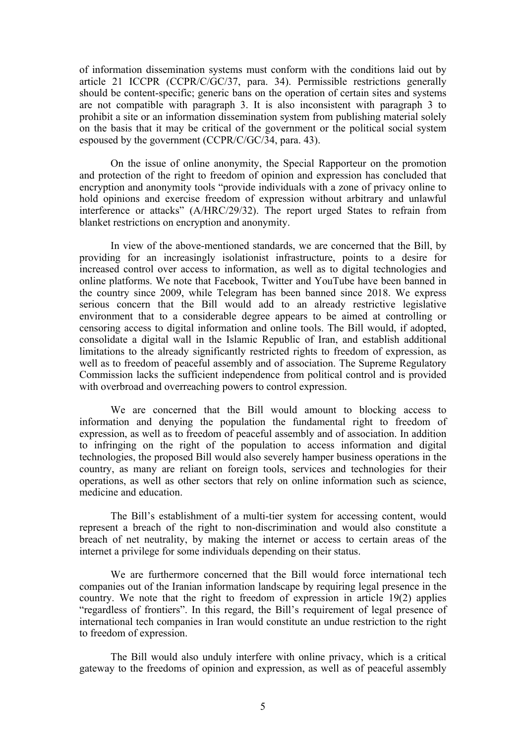of information dissemination systems must conform with the conditions laid out by article 21 ICCPR (CCPR/C/GC/37, para. 34). Permissible restrictions generally should be content-specific; generic bans on the operation of certain sites and systems are not compatible with paragraph 3. It is also inconsistent with paragraph 3 to prohibit a site or an information dissemination system from publishing material solely on the basis that it may be critical of the government or the political social system espoused by the government (CCPR/C/GC/34, para. 43).

On the issue of online anonymity, the Special Rapporteur on the promotion and protection of the right to freedom of opinion and expression has concluded that encryption and anonymity tools "provide individuals with a zone of privacy online to hold opinions and exercise freedom of expression without arbitrary and unlawful interference or attacks" (A/HRC/29/32). The report urged States to refrain from blanket restrictions on encryption and anonymity.

In view of the above-mentioned standards, we are concerned that the Bill, by providing for an increasingly isolationist infrastructure, points to a desire for increased control over access to information, as well as to digital technologies and online platforms. We note that Facebook, Twitter and YouTube have been banned in the country since 2009, while Telegram has been banned since 2018. We express serious concern that the Bill would add to an already restrictive legislative environment that to a considerable degree appears to be aimed at controlling or censoring access to digital information and online tools. The Bill would, if adopted, consolidate a digital wall in the Islamic Republic of Iran, and establish additional limitations to the already significantly restricted rights to freedom of expression, as well as to freedom of peaceful assembly and of association. The Supreme Regulatory Commission lacks the sufficient independence from political control and is provided with overbroad and overreaching powers to control expression.

We are concerned that the Bill would amount to blocking access to information and denying the population the fundamental right to freedom of expression, as well as to freedom of peaceful assembly and of association. In addition to infringing on the right of the population to access information and digital technologies, the proposed Bill would also severely hamper business operations in the country, as many are reliant on foreign tools, services and technologies for their operations, as well as other sectors that rely on online information such as science, medicine and education.

The Bill's establishment of a multi-tier system for accessing content, would represent a breach of the right to non-discrimination and would also constitute a breach of net neutrality, by making the internet or access to certain areas of the internet a privilege for some individuals depending on their status.

We are furthermore concerned that the Bill would force international tech companies out of the Iranian information landscape by requiring legal presence in the country. We note that the right to freedom of expression in article 19(2) applies "regardless of frontiers". In this regard, the Bill's requirement of legal presence of international tech companies in Iran would constitute an undue restriction to the right to freedom of expression.

The Bill would also unduly interfere with online privacy, which is a critical gateway to the freedoms of opinion and expression, as well as of peaceful assembly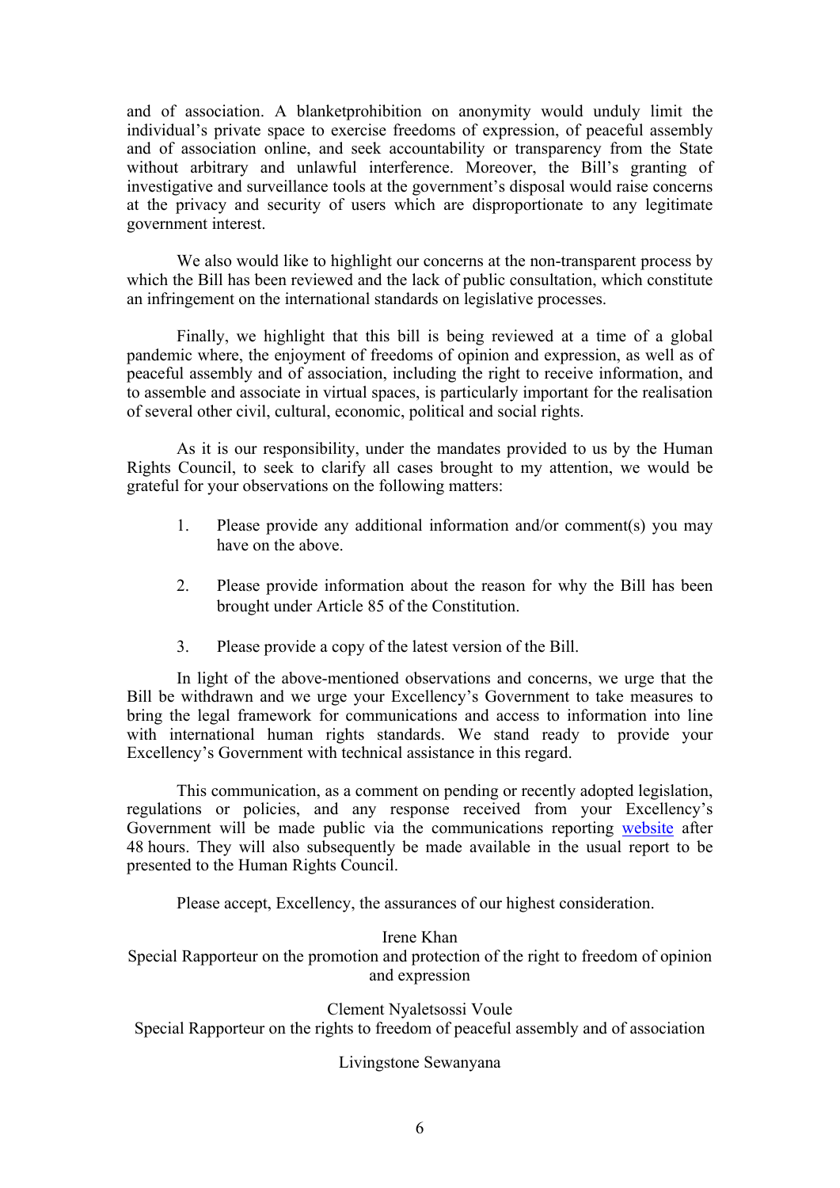and of association. A blanketprohibition on anonymity would unduly limit the individual's private space to exercise freedoms of expression, of peaceful assembly and of association online, and seek accountability or transparency from the State without arbitrary and unlawful interference. Moreover, the Bill's granting of investigative and surveillance tools at the government's disposal would raise concerns at the privacy and security of users which are disproportionate to any legitimate government interest.

We also would like to highlight our concerns at the non-transparent process by which the Bill has been reviewed and the lack of public consultation, which constitute an infringement on the international standards on legislative processes.

Finally, we highlight that this bill is being reviewed at a time of a global pandemic where, the enjoyment of freedoms of opinion and expression, as well as of peaceful assembly and of association, including the right to receive information, and to assemble and associate in virtual spaces, is particularly important for the realisation of several other civil, cultural, economic, political and social rights.

As it is our responsibility, under the mandates provided to us by the Human Rights Council, to seek to clarify all cases brought to my attention, we would be grateful for your observations on the following matters:

1. Please provide any additional information and/or comment(s) you may have on the above.

2. Please provide information about the reason for why the Bill has been brought under Article 85 of the Constitution.

3. Please provide a copy of the latest version of the Bill.

In light of the above-mentioned observations and concerns, we urge that the Bill be withdrawn and we urge your Excellency's Government to take measures to bring the legal framework for communications and access to information into line with international human rights standards. We stand ready to provide your Excellency's Government with technical assistance in this regard.

This communication, as a comment on pending or recently adopted legislation, regulations or policies, and any response received from your Excellency's Government will be made public via the communications reporting website after 48 hours. They will also subsequently be made available in the usual report to be presented to the Human Rights Council.

Please accept, Excellency, the assurances of our highest consideration.

Irene Khan
Special Rapporteur on the promotion and protection of the right to freedom of opinion and expression

Clement Nyaletsossi Voule
Special Rapporteur on the rights to freedom of peaceful assembly and of association

Livingstone Sewanyana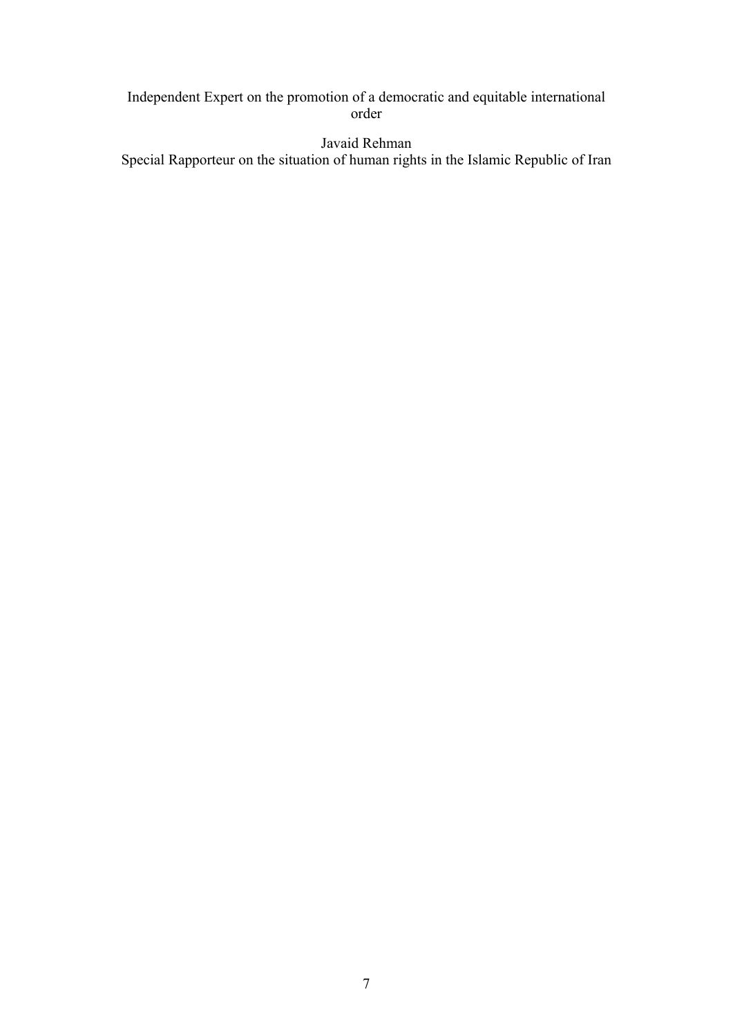Independent Expert on the promotion of a democratic and equitable international order

Javaid Rehman
Special Rapporteur on the situation of human rights in the Islamic Republic of Iran